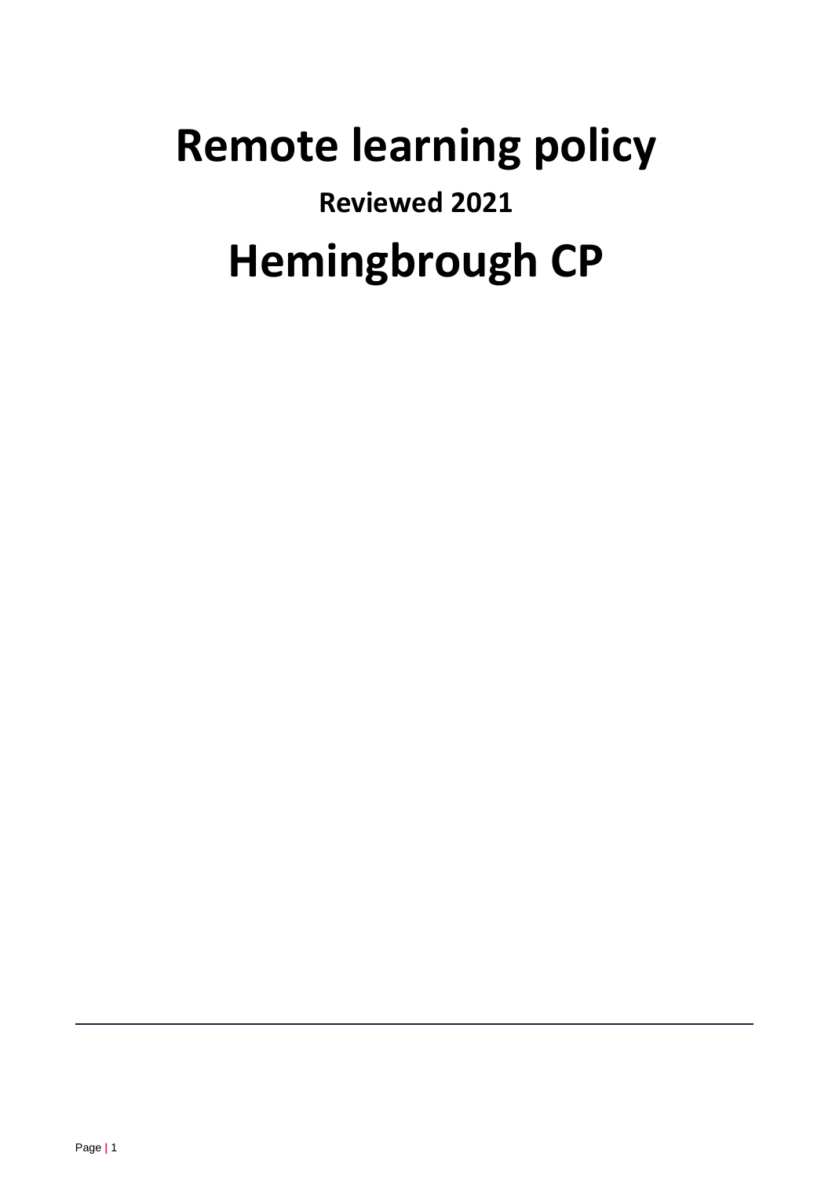# Remote learning policy

**Reviewed 2021**

# Hemingbrough CP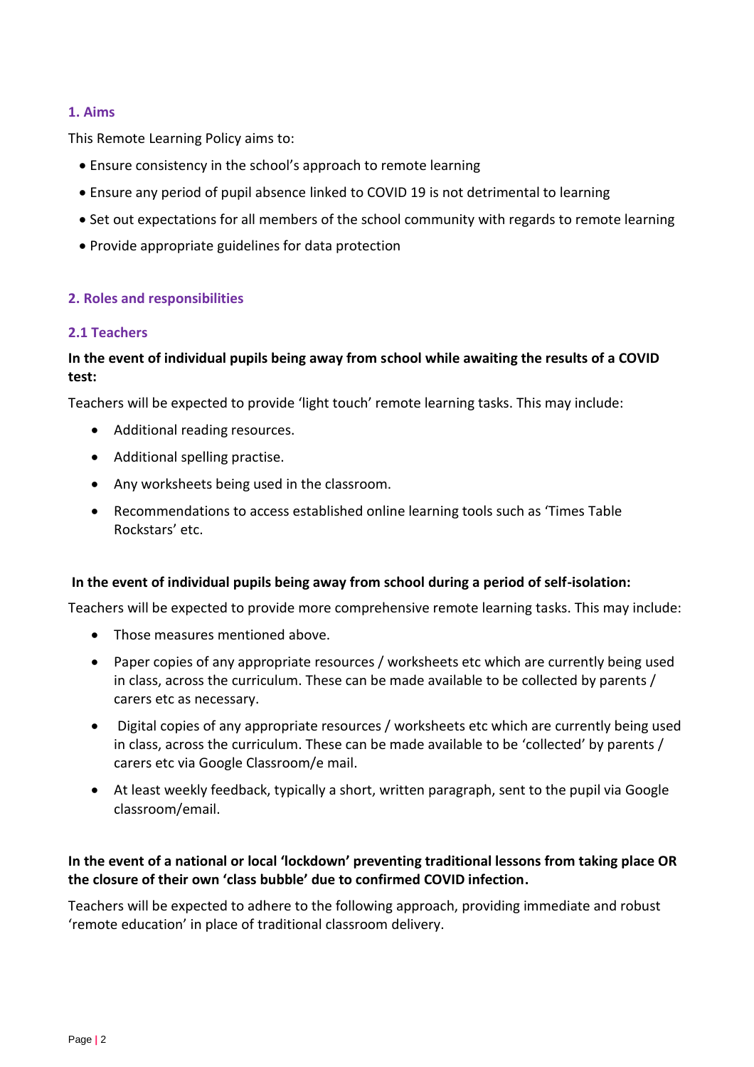## 1. Aims

This Remote Learning Policy aims to:

- Ensure consistency in the school's approach to remote learning
- Ensure any period of pupil absence linked to COVID 19 is not detrimental to learning
- Set out expectations for all members of the school community with regards to remote learning
- Provide appropriate guidelines for data protection

## 2. Roles and responsibilities

### 2.1 Teachers

**In the event of individual pupils being away from school while awaiting the results of a COVID test:**

Teachers will be expected to provide 'light touch' remote learning tasks. This may include:

- Additional reading resources.
- Additional spelling practise.
- Any worksheets being used in the classroom.
- Recommendations to access established online learning tools such as 'Times Table Rockstars' etc.

**In the event of individual pupils being away from school during a period of self-isolation:**

Teachers will be expected to provide more comprehensive remote learning tasks. This may include:

- Those measures mentioned above.
- Paper copies of any appropriate resources / worksheets etc which are currently being used in class, across the curriculum. These can be made available to be collected by parents / carers etc as necessary.
- Digital copies of any appropriate resources / worksheets etc which are currently being used in class, across the curriculum. These can be made available to be 'collected' by parents / carers etc via Google Classroom/e mail.
- At least weekly feedback, typically a short, written paragraph, sent to the pupil via Google classroom/email.

**In the event of a national or local 'lockdown' preventing traditional lessons from taking place OR the closure of their own 'class bubble' due to confirmed COVID infection.**

Teachers will be expected to adhere to the following approach, providing immediate and robust 'remote education' in place of traditional classroom delivery.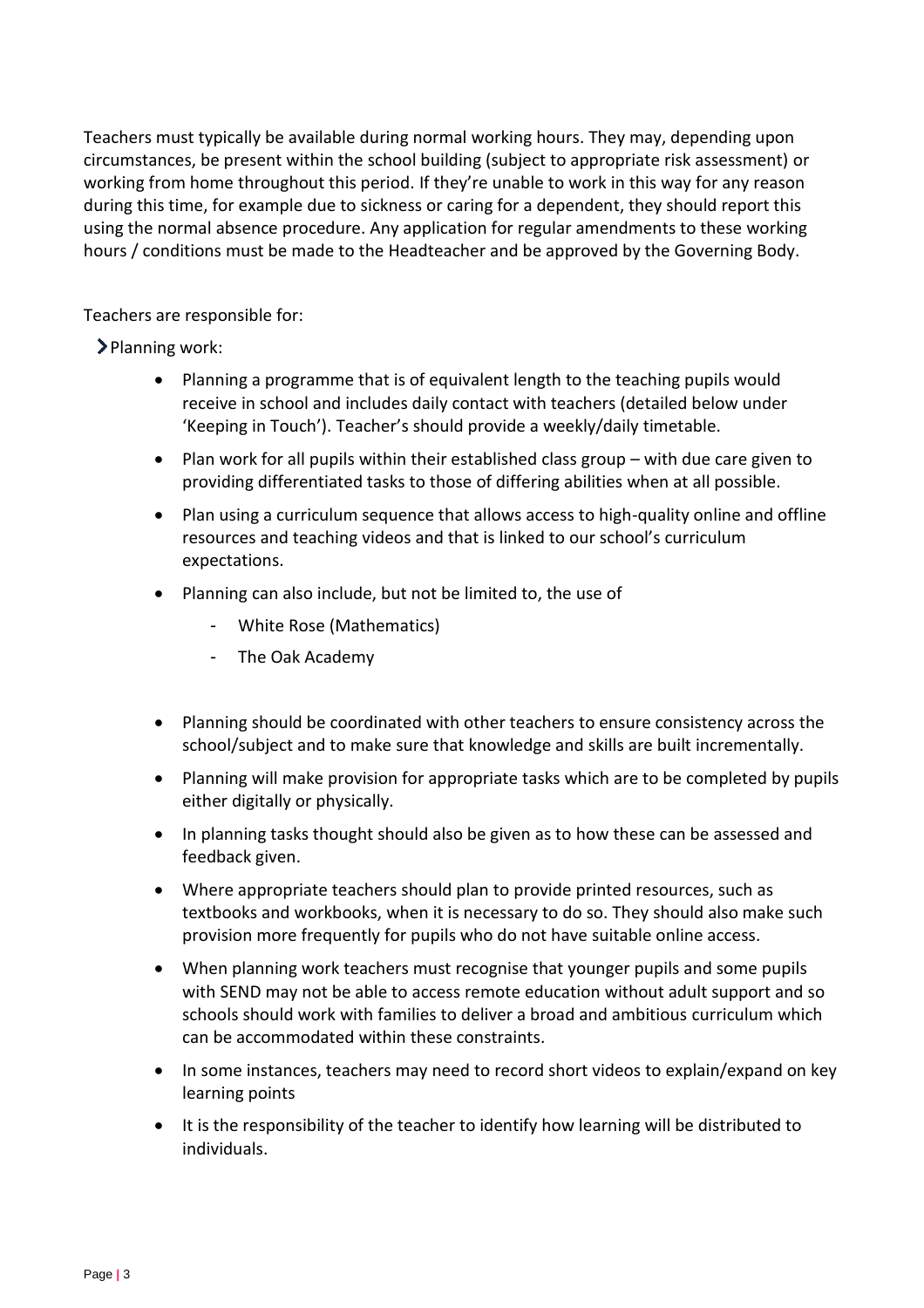Teachers must typically be available during normal working hours. They may, depending upon circumstances, be present within the school building (subject to appropriate risk assessment) or working from home throughout this period. If they're unable to work in this way for any reason during this time, for example due to sickness or caring for a dependent, they should report this using the normal absence procedure. Any application for regular amendments to these working hours / conditions must be made to the Headteacher and be approved by the Governing Body.

Teachers are responsible for:

- Planning work:
    - Planning a programme that is of equivalent length to the teaching pupils would receive in school and includes daily contact with teachers (detailed below under 'Keeping in Touch'). Teacher's should provide a weekly/daily timetable.
    - Plan work for all pupils within their established class group – with due care given to providing differentiated tasks to those of differing abilities when at all possible.
    - Plan using a curriculum sequence that allows access to high-quality online and offline resources and teaching videos and that is linked to our school's curriculum expectations.
    - Planning can also include, but not be limited to, the use of
        - White Rose (Mathematics)
        - The Oak Academy
    - Planning should be coordinated with other teachers to ensure consistency across the school/subject and to make sure that knowledge and skills are built incrementally.
    - Planning will make provision for appropriate tasks which are to be completed by pupils either digitally or physically.
    - In planning tasks thought should also be given as to how these can be assessed and feedback given.
    - Where appropriate teachers should plan to provide printed resources, such as textbooks and workbooks, when it is necessary to do so. They should also make such provision more frequently for pupils who do not have suitable online access.
    - When planning work teachers must recognise that younger pupils and some pupils with SEND may not be able to access remote education without adult support and so schools should work with families to deliver a broad and ambitious curriculum which can be accommodated within these constraints.
    - In some instances, teachers may need to record short videos to explain/expand on key learning points
    - It is the responsibility of the teacher to identify how learning will be distributed to individuals.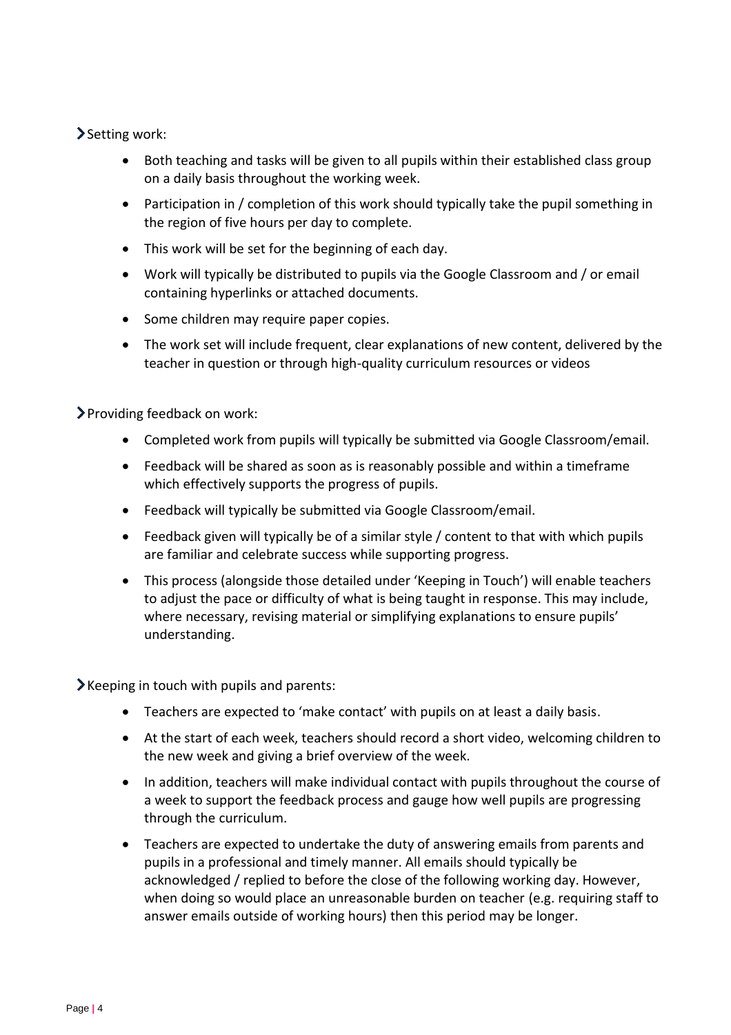Setting work:

- Both teaching and tasks will be given to all pupils within their established class group on a daily basis throughout the working week.
- Participation in / completion of this work should typically take the pupil something in the region of five hours per day to complete.
- This work will be set for the beginning of each day.
- Work will typically be distributed to pupils via the Google Classroom and / or email containing hyperlinks or attached documents.
- Some children may require paper copies.
- The work set will include frequent, clear explanations of new content, delivered by the teacher in question or through high-quality curriculum resources or videos

Providing feedback on work:

- Completed work from pupils will typically be submitted via Google Classroom/email.
- Feedback will be shared as soon as is reasonably possible and within a timeframe which effectively supports the progress of pupils.
- Feedback will typically be submitted via Google Classroom/email.
- Feedback given will typically be of a similar style / content to that with which pupils are familiar and celebrate success while supporting progress.
- This process (alongside those detailed under 'Keeping in Touch') will enable teachers to adjust the pace or difficulty of what is being taught in response. This may include, where necessary, revising material or simplifying explanations to ensure pupils' understanding.

Keeping in touch with pupils and parents:

- Teachers are expected to 'make contact' with pupils on at least a daily basis.
- At the start of each week, teachers should record a short video, welcoming children to the new week and giving a brief overview of the week.
- In addition, teachers will make individual contact with pupils throughout the course of a week to support the feedback process and gauge how well pupils are progressing through the curriculum.
- Teachers are expected to undertake the duty of answering emails from parents and pupils in a professional and timely manner. All emails should typically be acknowledged / replied to before the close of the following working day. However, when doing so would place an unreasonable burden on teacher (e.g. requiring staff to answer emails outside of working hours) then this period may be longer.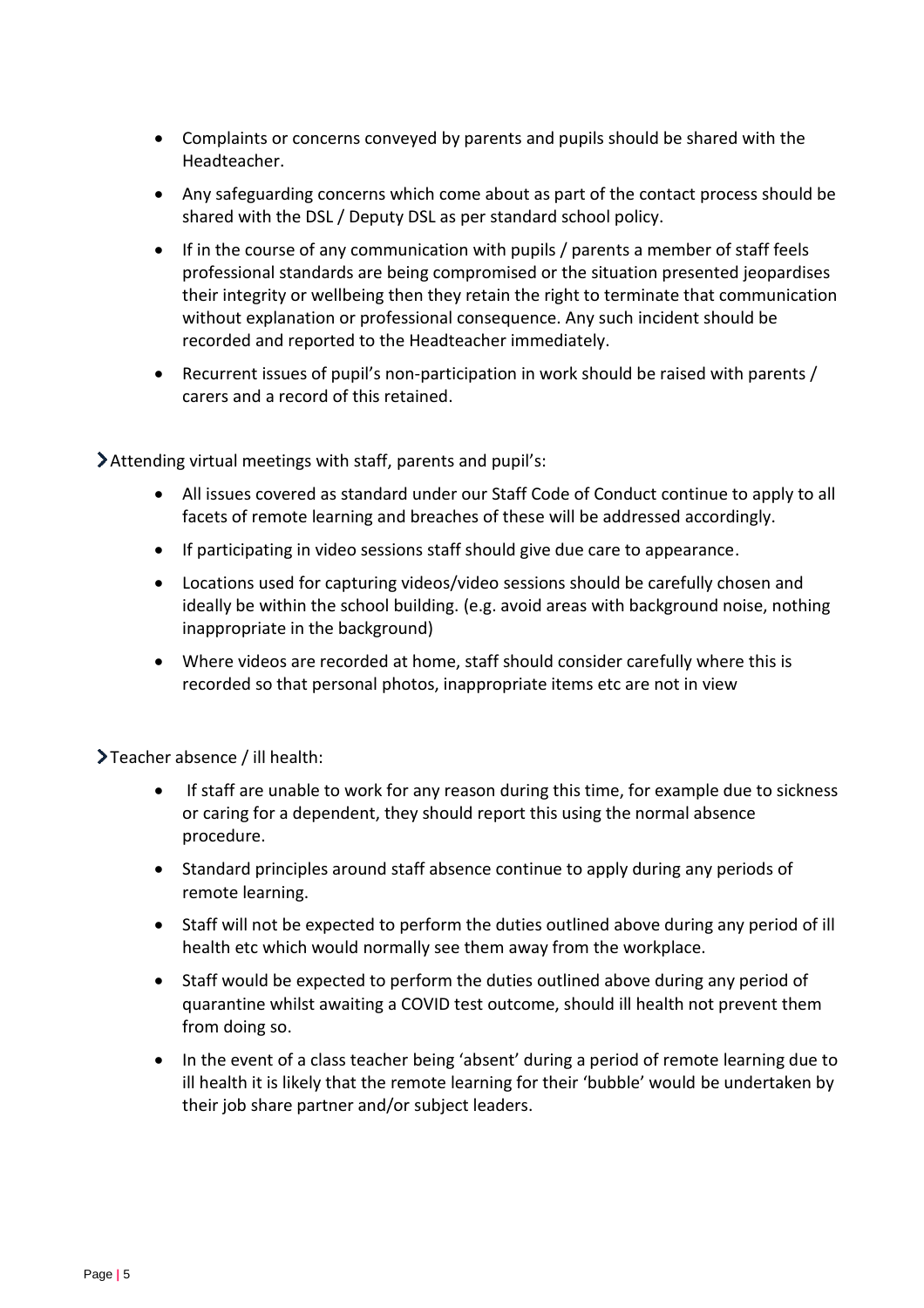- Complaints or concerns conveyed by parents and pupils should be shared with the Headteacher.
- Any safeguarding concerns which come about as part of the contact process should be shared with the DSL / Deputy DSL as per standard school policy.
- If in the course of any communication with pupils / parents a member of staff feels professional standards are being compromised or the situation presented jeopardises their integrity or wellbeing then they retain the right to terminate that communication without explanation or professional consequence. Any such incident should be recorded and reported to the Headteacher immediately.
- Recurrent issues of pupil's non-participation in work should be raised with parents / carers and a record of this retained.

> Attending virtual meetings with staff, parents and pupil's:

- All issues covered as standard under our Staff Code of Conduct continue to apply to all facets of remote learning and breaches of these will be addressed accordingly.
- If participating in video sessions staff should give due care to appearance.
- Locations used for capturing videos/video sessions should be carefully chosen and ideally be within the school building. (e.g. avoid areas with background noise, nothing inappropriate in the background)
- Where videos are recorded at home, staff should consider carefully where this is recorded so that personal photos, inappropriate items etc are not in view

> Teacher absence / ill health:

- If staff are unable to work for any reason during this time, for example due to sickness or caring for a dependent, they should report this using the normal absence procedure.
- Standard principles around staff absence continue to apply during any periods of remote learning.
- Staff will not be expected to perform the duties outlined above during any period of ill health etc which would normally see them away from the workplace.
- Staff would be expected to perform the duties outlined above during any period of quarantine whilst awaiting a COVID test outcome, should ill health not prevent them from doing so.
- In the event of a class teacher being 'absent' during a period of remote learning due to ill health it is likely that the remote learning for their 'bubble' would be undertaken by their job share partner and/or subject leaders.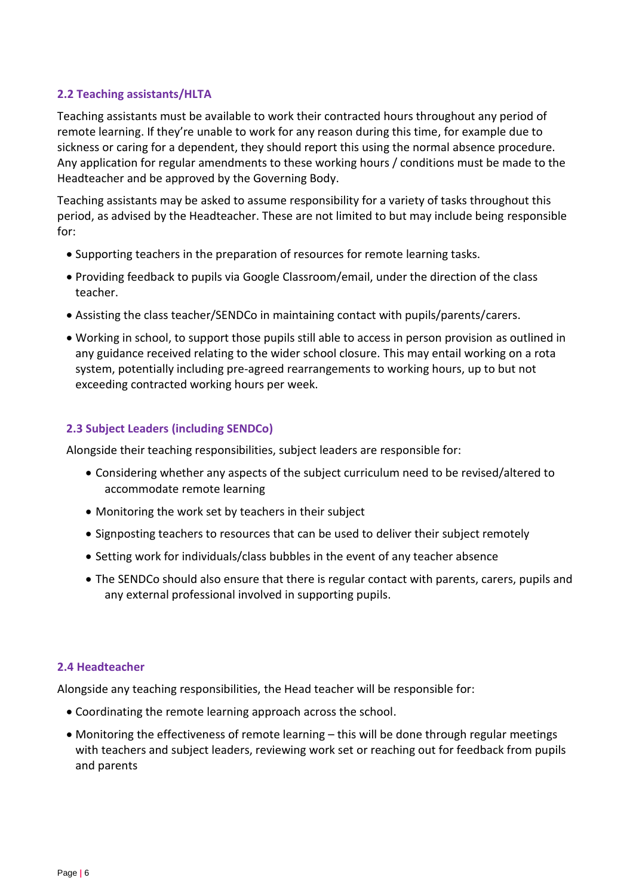### 2.2 Teaching assistants/HLTA

Teaching assistants must be available to work their contracted hours throughout any period of remote learning. If they're unable to work for any reason during this time, for example due to sickness or caring for a dependent, they should report this using the normal absence procedure. Any application for regular amendments to these working hours / conditions must be made to the Headteacher and be approved by the Governing Body.

Teaching assistants may be asked to assume responsibility for a variety of tasks throughout this period, as advised by the Headteacher. These are not limited to but may include being responsible for:

- Supporting teachers in the preparation of resources for remote learning tasks.
- Providing feedback to pupils via Google Classroom/email, under the direction of the class teacher.
- Assisting the class teacher/SENDCo in maintaining contact with pupils/parents/carers.
- Working in school, to support those pupils still able to access in person provision as outlined in any guidance received relating to the wider school closure. This may entail working on a rota system, potentially including pre-agreed rearrangements to working hours, up to but not exceeding contracted working hours per week.

### 2.3 Subject Leaders (including SENDCo)

Alongside their teaching responsibilities, subject leaders are responsible for:

- Considering whether any aspects of the subject curriculum need to be revised/altered to accommodate remote learning
- Monitoring the work set by teachers in their subject
- Signposting teachers to resources that can be used to deliver their subject remotely
- Setting work for individuals/class bubbles in the event of any teacher absence
- The SENDCo should also ensure that there is regular contact with parents, carers, pupils and any external professional involved in supporting pupils.

### 2.4 Headteacher

Alongside any teaching responsibilities, the Head teacher will be responsible for:

- Coordinating the remote learning approach across the school.
- Monitoring the effectiveness of remote learning – this will be done through regular meetings with teachers and subject leaders, reviewing work set or reaching out for feedback from pupils and parents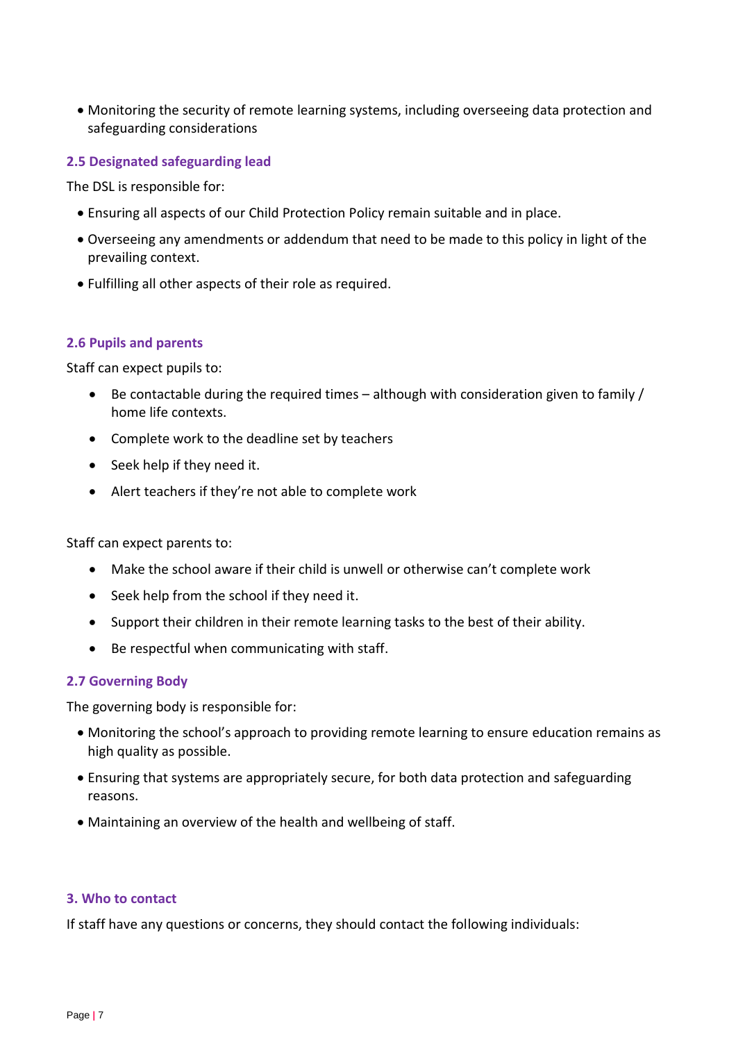- Monitoring the security of remote learning systems, including overseeing data protection and safeguarding considerations

### 2.5 Designated safeguarding lead

The DSL is responsible for:

- Ensuring all aspects of our Child Protection Policy remain suitable and in place.
- Overseeing any amendments or addendum that need to be made to this policy in light of the prevailing context.
- Fulfilling all other aspects of their role as required.

### 2.6 Pupils and parents

Staff can expect pupils to:

- Be contactable during the required times – although with consideration given to family / home life contexts.
- Complete work to the deadline set by teachers
- Seek help if they need it.
- Alert teachers if they're not able to complete work

Staff can expect parents to:

- Make the school aware if their child is unwell or otherwise can't complete work
- Seek help from the school if they need it.
- Support their children in their remote learning tasks to the best of their ability.
- Be respectful when communicating with staff.

### 2.7 Governing Body

The governing body is responsible for:

- Monitoring the school's approach to providing remote learning to ensure education remains as high quality as possible.
- Ensuring that systems are appropriately secure, for both data protection and safeguarding reasons.
- Maintaining an overview of the health and wellbeing of staff.

## 3. Who to contact

If staff have any questions or concerns, they should contact the following individuals: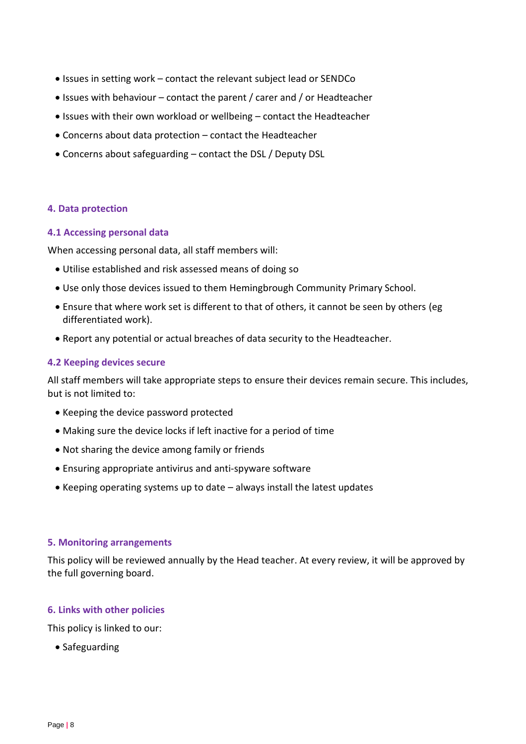- Issues in setting work – contact the relevant subject lead or SENDCo
- Issues with behaviour – contact the parent / carer and / or Headteacher
- Issues with their own workload or wellbeing – contact the Headteacher
- Concerns about data protection – contact the Headteacher
- Concerns about safeguarding – contact the DSL / Deputy DSL

## 4. Data protection

### 4.1 Accessing personal data

When accessing personal data, all staff members will:

- Utilise established and risk assessed means of doing so
- Use only those devices issued to them Hemingbrough Community Primary School.
- Ensure that where work set is different to that of others, it cannot be seen by others (eg differentiated work).
- Report any potential or actual breaches of data security to the Headteacher.

### 4.2 Keeping devices secure

All staff members will take appropriate steps to ensure their devices remain secure. This includes, but is not limited to:

- Keeping the device password protected
- Making sure the device locks if left inactive for a period of time
- Not sharing the device among family or friends
- Ensuring appropriate antivirus and anti-spyware software
- Keeping operating systems up to date – always install the latest updates

## 5. Monitoring arrangements

This policy will be reviewed annually by the Head teacher. At every review, it will be approved by the full governing board.

## 6. Links with other policies

This policy is linked to our:

- Safeguarding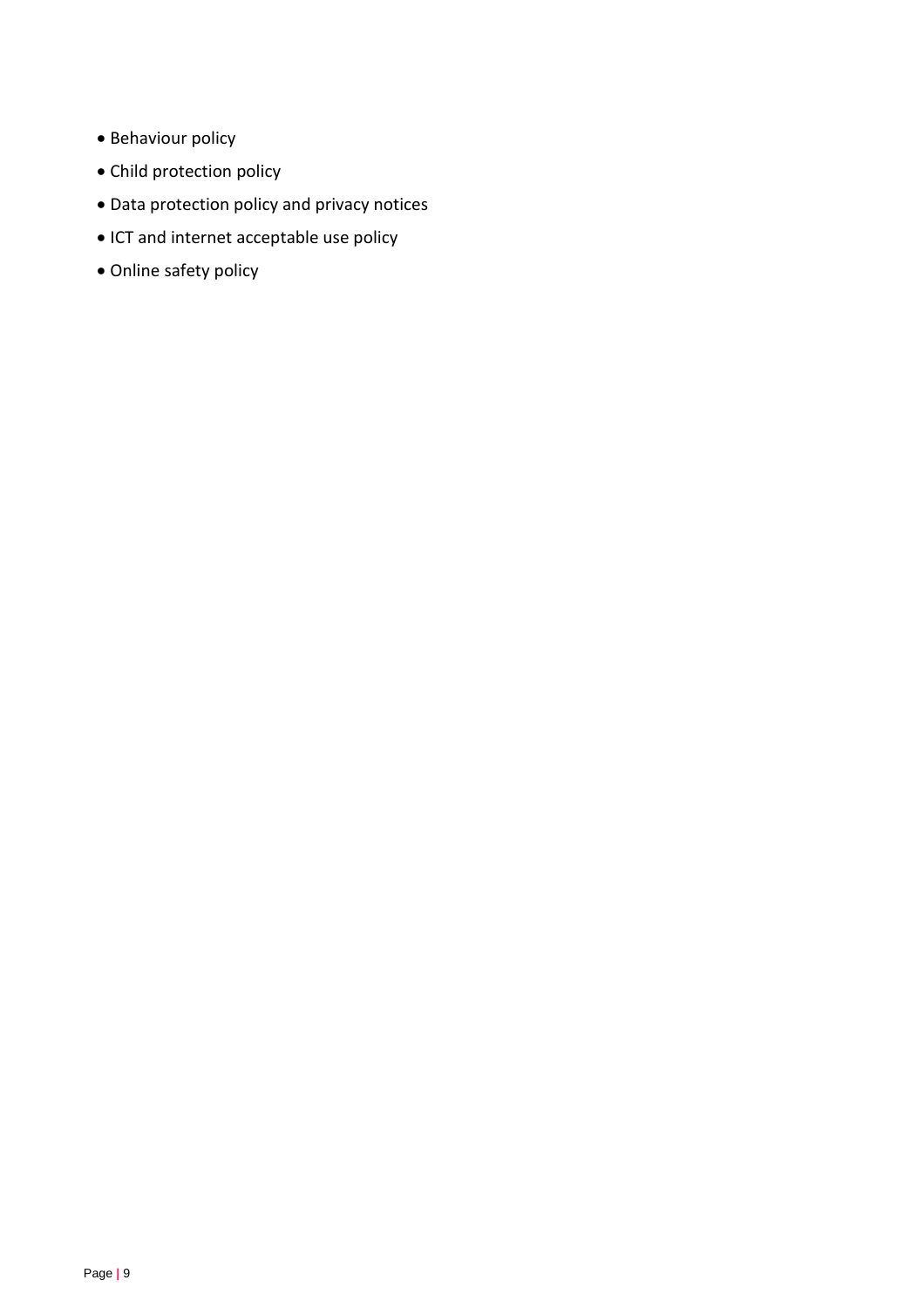- Behaviour policy
- Child protection policy
- Data protection policy and privacy notices
- ICT and internet acceptable use policy
- Online safety policy